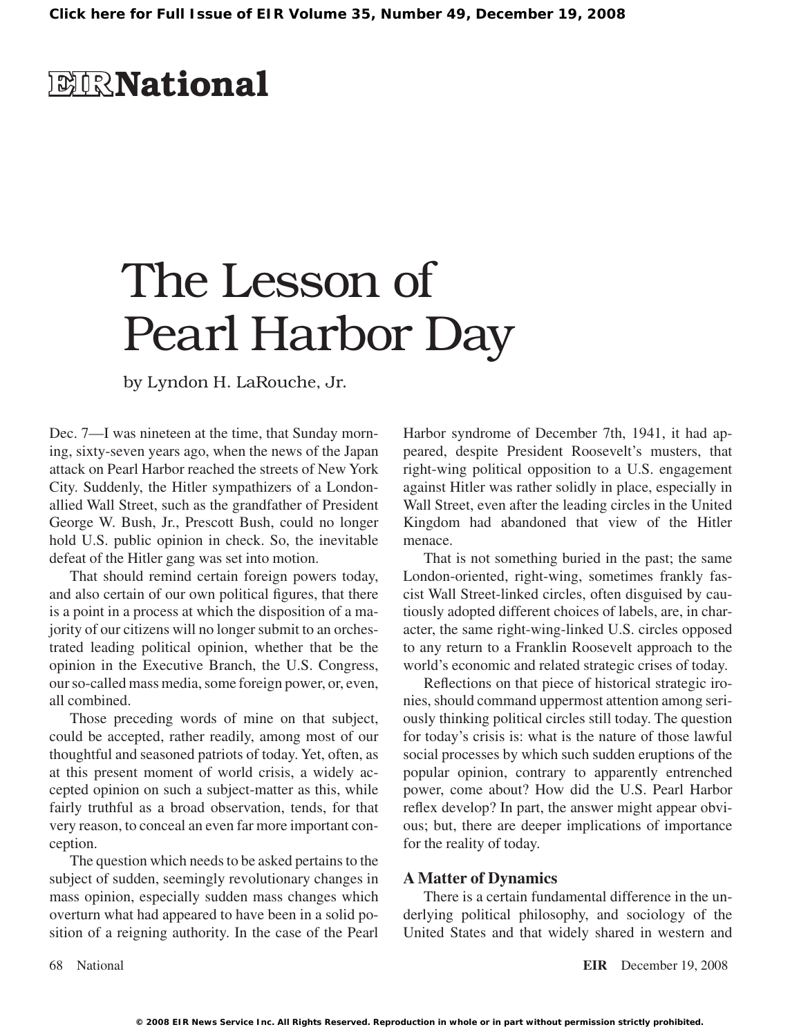# The Lesson of Pearl Harbor Day

by Lyndon H. LaRouche, Jr.

Dec. 7—I was nineteen at the time, that Sunday morning, sixty-seven years ago, when the news of the Japan attack on Pearl Harbor reached the streets of New York City. Suddenly, the Hitler sympathizers of a London-allied Wall Street, such as the grandfather of President George W. Bush, Jr., Prescott Bush, could no longer hold U.S. public opinion in check. So, the inevitable defeat of the Hitler gang was set into motion.

That should remind certain foreign powers today, and also certain of our own political figures, that there is a point in a process at which the disposition of a majority of our citizens will no longer submit to an orchestrated leading political opinion, whether that be the opinion in the Executive Branch, the U.S. Congress, our so-called mass media, some foreign power, or, even, all combined.

Those preceding words of mine on that subject, could be accepted, rather readily, among most of our thoughtful and seasoned patriots of today. Yet, often, as at this present moment of world crisis, a widely accepted opinion on such a subject-matter as this, while fairly truthful as a broad observation, tends, for that very reason, to conceal an even far more important conception.

The question which needs to be asked pertains to the subject of sudden, seemingly revolutionary changes in mass opinion, especially sudden mass changes which overturn what had appeared to have been in a solid position of a reigning authority. In the case of the Pearl Harbor syndrome of December 7th, 1941, it had appeared, despite President Roosevelt's musters, that right-wing political opposition to a U.S. engagement against Hitler was rather solidly in place, especially in Wall Street, even after the leading circles in the United Kingdom had abandoned that view of the Hitler menace.

That is not something buried in the past; the same London-oriented, right-wing, sometimes frankly fascist Wall Street-linked circles, often disguised by cautiously adopted different choices of labels, are, in character, the same right-wing-linked U.S. circles opposed to any return to a Franklin Roosevelt approach to the world's economic and related strategic crises of today.

Reflections on that piece of historical strategic ironies, should command uppermost attention among seriously thinking political circles still today. The question for today's crisis is: what is the nature of those lawful social processes by which such sudden eruptions of the popular opinion, contrary to apparently entrenched power, come about? How did the U.S. Pearl Harbor reflex develop? In part, the answer might appear obvious; but, there are deeper implications of importance for the reality of today.

### A Matter of Dynamics

There is a certain fundamental difference in the underlying political philosophy, and sociology of the United States and that widely shared in western and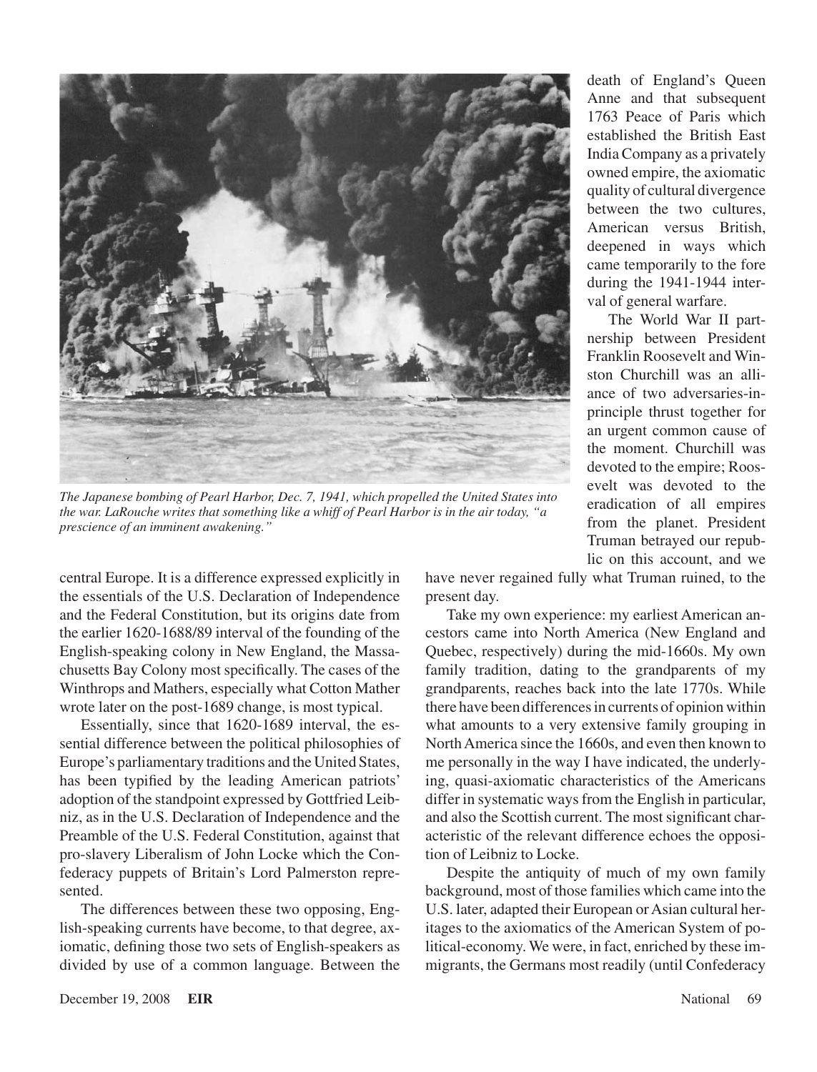*The Japanese bombing of Pearl Harbor, Dec. 7, 1941, which propelled the United States into the war. LaRouche writes that something like a whiff of Pearl Harbor is in the air today, "a prescience of an imminent awakening."*

central Europe. It is a difference expressed explicitly in the essentials of the U.S. Declaration of Independence and the Federal Constitution, but its origins date from the earlier 1620-1688/89 interval of the founding of the English-speaking colony in New England, the Massachusetts Bay Colony most specifically. The cases of the Winthrops and Mathers, especially what Cotton Mather wrote later on the post-1689 change, is most typical.

Essentially, since that 1620-1689 interval, the essential difference between the political philosophies of Europe's parliamentary traditions and the United States, has been typified by the leading American patriots' adoption of the standpoint expressed by Gottfried Leibniz, as in the U.S. Declaration of Independence and the Preamble of the U.S. Federal Constitution, against that pro-slavery Liberalism of John Locke which the Confederacy puppets of Britain's Lord Palmerston represented.

The differences between these two opposing, English-speaking currents have become, to that degree, axiomatic, defining those two sets of English-speakers as divided by use of a common language. Between the death of England's Queen Anne and that subsequent 1763 Peace of Paris which established the British East India Company as a privately owned empire, the axiomatic quality of cultural divergence between the two cultures, American versus British, deepened in ways which came temporarily to the fore during the 1941-1944 interval of general warfare.

The World War II partnership between President Franklin Roosevelt and Winston Churchill was an alliance of two adversaries-in-principle thrust together for an urgent common cause of the moment. Churchill was devoted to the empire; Roosevelt was devoted to the eradication of all empires from the planet. President Truman betrayed our republic on this account, and we have never regained fully what Truman ruined, to the present day.

Take my own experience: my earliest American ancestors came into North America (New England and Quebec, respectively) during the mid-1660s. My own family tradition, dating to the grandparents of my grandparents, reaches back into the late 1770s. While there have been differences in currents of opinion within what amounts to a very extensive family grouping in North America since the 1660s, and even then known to me personally in the way I have indicated, the underlying, quasi-axiomatic characteristics of the Americans differ in systematic ways from the English in particular, and also the Scottish current. The most significant characteristic of the relevant difference echoes the opposition of Leibniz to Locke.

Despite the antiquity of much of my own family background, most of those families which came into the U.S. later, adapted their European or Asian cultural heritages to the axiomatics of the American System of political-economy. We were, in fact, enriched by these immigrants, the Germans most readily (until Confederacy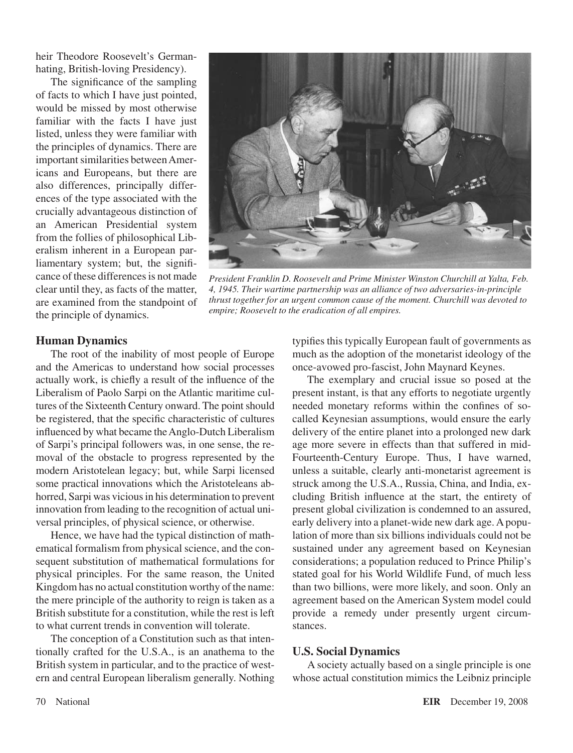heir Theodore Roosevelt's German-hating, British-loving Presidency).

The significance of the sampling of facts to which I have just pointed, would be missed by most otherwise familiar with the facts I have just listed, unless they were familiar with the principles of dynamics. There are important similarities between Americans and Europeans, but there are also differences, principally differences of the type associated with the crucially advantageous distinction of an American Presidential system from the follies of philosophical Liberalism inherent in a European parliamentary system; but, the significance of these differences is not made clear until they, as facts of the matter, are examined from the standpoint of the principle of dynamics.

*President Franklin D. Roosevelt and Prime Minister Winston Churchill at Yalta, Feb. 4, 1945. Their wartime partnership was an alliance of two adversaries-in-principle thrust together for an urgent common cause of the moment. Churchill was devoted to empire; Roosevelt to the eradication of all empires.*

## Human Dynamics

The root of the inability of most people of Europe and the Americas to understand how social processes actually work, is chiefly a result of the influence of the Liberalism of Paolo Sarpi on the Atlantic maritime cultures of the Sixteenth Century onward. The point should be registered, that the specific characteristic of cultures influenced by what became the Anglo-Dutch Liberalism of Sarpi's principal followers was, in one sense, the removal of the obstacle to progress represented by the modern Aristotelean legacy; but, while Sarpi licensed some practical innovations which the Aristoteleans abhorred, Sarpi was vicious in his determination to prevent innovation from leading to the recognition of actual universal principles, of physical science, or otherwise.

Hence, we have had the typical distinction of mathematical formalism from physical science, and the consequent substitution of mathematical formulations for physical principles. For the same reason, the United Kingdom has no actual constitution worthy of the name: the mere principle of the authority to reign is taken as a British substitute for a constitution, while the rest is left to what current trends in convention will tolerate.

The conception of a Constitution such as that intentionally crafted for the U.S.A., is an anathema to the British system in particular, and to the practice of western and central European liberalism generally. Nothing typifies this typically European fault of governments as much as the adoption of the monetarist ideology of the once-avowed pro-fascist, John Maynard Keynes.

The exemplary and crucial issue so posed at the present instant, is that any efforts to negotiate urgently needed monetary reforms within the confines of so-called Keynesian assumptions, would ensure the early delivery of the entire planet into a prolonged new dark age more severe in effects than that suffered in mid-Fourteenth-Century Europe. Thus, I have warned, unless a suitable, clearly anti-monetarist agreement is struck among the U.S.A., Russia, China, and India, excluding British influence at the start, the entirety of present global civilization is condemned to an assured, early delivery into a planet-wide new dark age. A population of more than six billions individuals could not be sustained under any agreement based on Keynesian considerations; a population reduced to Prince Philip's stated goal for his World Wildlife Fund, of much less than two billions, were more likely, and soon. Only an agreement based on the American System model could provide a remedy under presently urgent circumstances.

## U.S. Social Dynamics

A society actually based on a single principle is one whose actual constitution mimics the Leibniz principle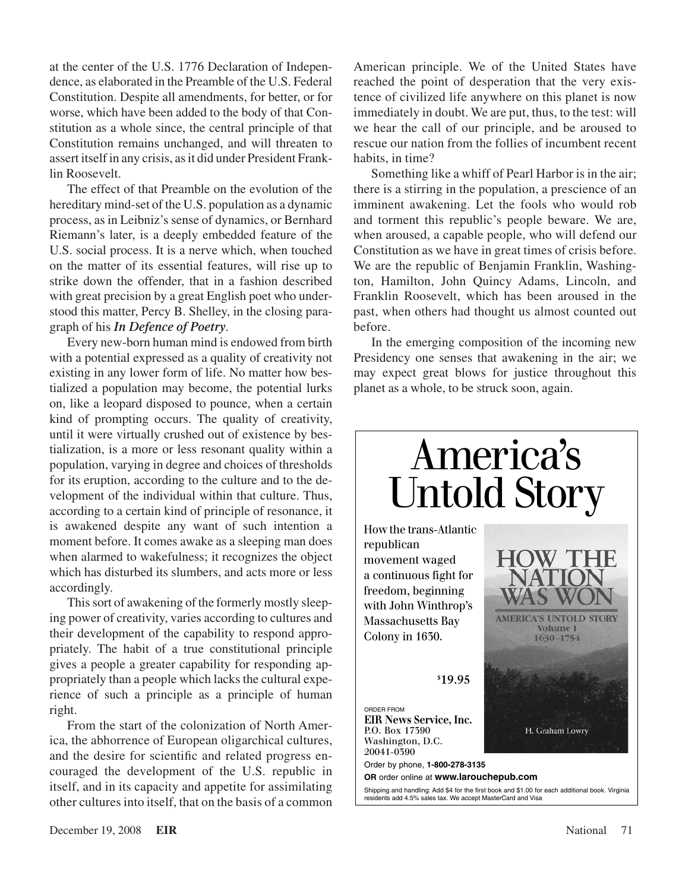at the center of the U.S. 1776 Declaration of Independence, as elaborated in the Preamble of the U.S. Federal Constitution. Despite all amendments, for better, or for worse, which have been added to the body of that Constitution as a whole since, the central principle of that Constitution remains unchanged, and will threaten to assert itself in any crisis, as it did under President Franklin Roosevelt.

The effect of that Preamble on the evolution of the hereditary mind-set of the U.S. population as a dynamic process, as in Leibniz's sense of dynamics, or Bernhard Riemann's later, is a deeply embedded feature of the U.S. social process. It is a nerve which, when touched on the matter of its essential features, will rise up to strike down the offender, that in a fashion described with great precision by a great English poet who understood this matter, Percy B. Shelley, in the closing paragraph of his ***In Defence of Poetry***.

Every new-born human mind is endowed from birth with a potential expressed as a quality of creativity not existing in any lower form of life. No matter how bestialized a population may become, the potential lurks on, like a leopard disposed to pounce, when a certain kind of prompting occurs. The quality of creativity, until it were virtually crushed out of existence by bestialization, is a more or less resonant quality within a population, varying in degree and choices of thresholds for its eruption, according to the culture and to the development of the individual within that culture. Thus, according to a certain kind of principle of resonance, it is awakened despite any want of such intention a moment before. It comes awake as a sleeping man does when alarmed to wakefulness; it recognizes the object which has disturbed its slumbers, and acts more or less accordingly.

This sort of awakening of the formerly mostly sleeping power of creativity, varies according to cultures and their development of the capability to respond appropriately. The habit of a true constitutional principle gives a people a greater capability for responding appropriately than a people which lacks the cultural experience of such a principle as a principle of human right.

From the start of the colonization of North America, the abhorrence of European oligarchical cultures, and the desire for scientific and related progress encouraged the development of the U.S. republic in itself, and in its capacity and appetite for assimilating other cultures into itself, that on the basis of a common American principle. We of the United States have reached the point of desperation that the very existence of civilized life anywhere on this planet is now immediately in doubt. We are put, thus, to the test: will we hear the call of our principle, and be aroused to rescue our nation from the follies of incumbent recent habits, in time?

Something like a whiff of Pearl Harbor is in the air; there is a stirring in the population, a prescience of an imminent awakening. Let the fools who would rob and torment this republic's people beware. We are, when aroused, a capable people, who will defend our Constitution as we have in great times of crisis before. We are the republic of Benjamin Franklin, Washington, Hamilton, John Quincy Adams, Lincoln, and Franklin Roosevelt, which has been aroused in the past, when others had thought us almost counted out before.

In the emerging composition of the incoming new Presidency one senses that awakening in the air; we may expect great blows for justice throughout this planet as a whole, to be struck soon, again.

# America's Untold Story

How the trans-Atlantic republican movement waged a continuous fight for freedom, beginning with John Winthrop's Massachusetts Bay Colony in 1630.

HOW THE NATION WAS WON

AMERICA'S UNTOLD STORY
Volume I
1630–1754

H. Graham Lowry

$19.95

ORDER FROM
**EIR News Service, Inc.**
P.O. Box 17390
Washington, D.C.
20041-0390

Order by phone, **1-800-278-3135**

**OR** order online at **www.larouchepub.com**

Shipping and handling: Add $4 for the first book and $1.00 for each additional book. Virginia residents add 4.5% sales tax. We accept MasterCard and Visa